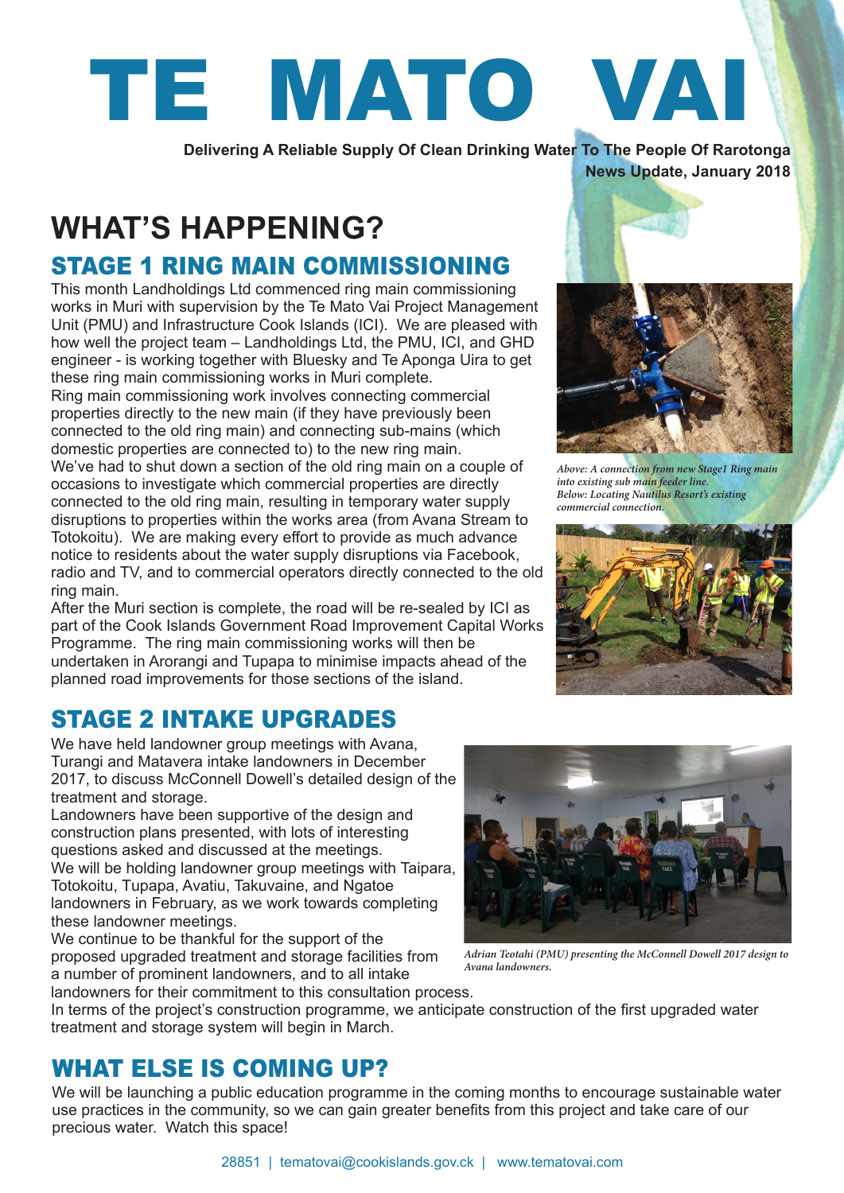# TE MATO VAI

**Delivering A Reliable Supply Of Clean Drinking Water To The People Of Rarotonga**

**News Update, January 2018**

## WHAT'S HAPPENING?

### STAGE 1 RING MAIN COMMISSIONING

This month Landholdings Ltd commenced ring main commissioning works in Muri with supervision by the Te Mato Vai Project Management Unit (PMU) and Infrastructure Cook Islands (ICI). We are pleased with how well the project team – Landholdings Ltd, the PMU, ICI, and GHD engineer - is working together with Bluesky and Te Aponga Uira to get these ring main commissioning works in Muri complete.

Ring main commissioning work involves connecting commercial properties directly to the new main (if they have previously been connected to the old ring main) and connecting sub-mains (which domestic properties are connected to) to the new ring main.

We've had to shut down a section of the old ring main on a couple of occasions to investigate which commercial properties are directly connected to the old ring main, resulting in temporary water supply disruptions to properties within the works area (from Avana Stream to Totokoitu). We are making every effort to provide as much advance notice to residents about the water supply disruptions via Facebook, radio and TV, and to commercial operators directly connected to the old ring main.

After the Muri section is complete, the road will be re-sealed by ICI as part of the Cook Islands Government Road Improvement Capital Works Programme. The ring main commissioning works will then be undertaken in Arorangi and Tupapa to minimise impacts ahead of the planned road improvements for those sections of the island.

*Above: A connection from new Stage1 Ring main into existing sub main feeder line.*
*Below: Locating Nautilus Resort's existing commercial connection.*

### STAGE 2 INTAKE UPGRADES

We have held landowner group meetings with Avana, Turangi and Matavera intake landowners in December 2017, to discuss McConnell Dowell's detailed design of the treatment and storage.

Landowners have been supportive of the design and construction plans presented, with lots of interesting questions asked and discussed at the meetings.

We will be holding landowner group meetings with Taipara, Totokoitu, Tupapa, Avatiu, Takuvaine, and Ngatoe landowners in February, as we work towards completing these landowner meetings.

We continue to be thankful for the support of the proposed upgraded treatment and storage facilities from a number of prominent landowners, and to all intake landowners for their commitment to this consultation process.

*Adrian Teotahi (PMU) presenting the McConnell Dowell 2017 design to Avana landowners.*

In terms of the project's construction programme, we anticipate construction of the first upgraded water treatment and storage system will begin in March.

### WHAT ELSE IS COMING UP?

We will be launching a public education programme in the coming months to encourage sustainable water use practices in the community, so we can gain greater benefits from this project and take care of our precious water. Watch this space!

28851 | tematovai@cookislands.gov.ck | www.tematovai.com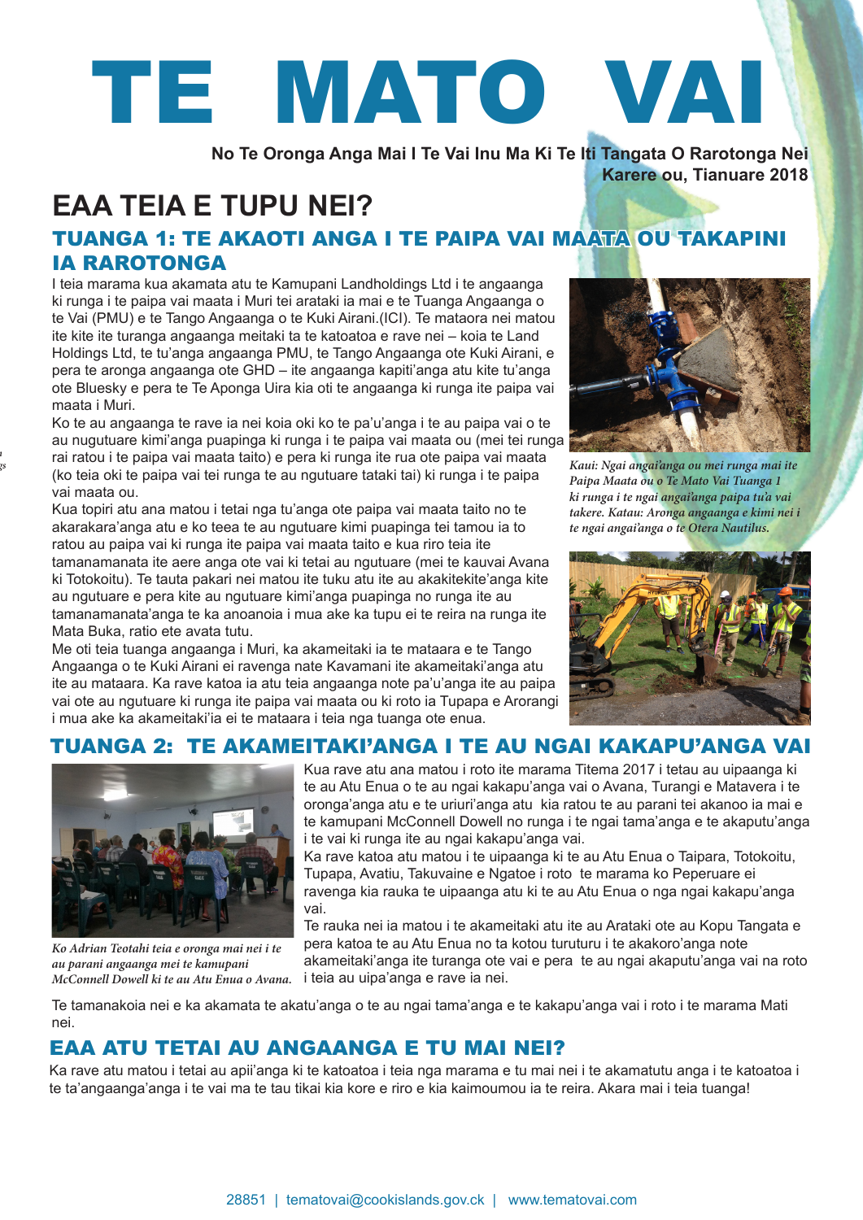# TE MATO VAI

**No Te Oronga Anga Mai I Te Vai Inu Ma Ki Te Iti Tangata O Rarotonga Nei**
**Karere ou, Tianuare 2018**

## EAA TEIA E TUPU NEI?

### TUANGA 1: TE AKAOTI ANGA I TE PAIPA VAI MAATA OU TAKAPINI IA RAROTONGA

I teia marama kua akamata atu te Kamupani Landholdings Ltd i te angaanga ki runga i te paipa vai maata i Muri tei arataki ia mai e te Tuanga Angaanga o te Vai (PMU) e te Tango Angaanga o te Kuki Airani.(ICI). Te mataora nei matou ite kite ite turanga angaanga meitaki ta te katoatoa e rave nei – koia te Land Holdings Ltd, te tu'anga angaanga PMU, te Tango Angaanga ote Kuki Airani, e pera te aronga angaanga ote GHD – ite angaanga kapiti'anga atu kite tu'anga ote Bluesky e pera te Te Aponga Uira kia oti te angaanga ki runga ite paipa vai maata i Muri.

Ko te au angaanga te rave ia nei koia oki ko te pa'u'anga i te au paipa vai o te au ngutuare kimi'anga puapinga ki runga i te paipa vai maata ou (mei tei runga rai ratou i te paipa vai maata taito) e pera ki runga ite rua ote paipa vai maata (ko teia oki te paipa vai tei runga te au ngutuare tataki tai) ki runga i te paipa vai maata ou.

Kua topiri atu ana matou i tetai nga tu'anga ote paipa vai maata taito no te akarakara'anga atu e ko teea te au ngutuare kimi puapinga tei tamou ia to ratou au paipa vai ki runga ite paipa vai maata taito e kua riro teia ite tamanamanata ite aere anga ote vai ki tetai au ngutuare (mei te kauvai Avana ki Totokoitu). Te tauta pakari nei matou ite tuku atu ite au akakitekite'anga kite au ngutuare e pera kite au ngutuare kimi'anga puapinga no runga ite au tamanamanata'anga te ka anoanoia i mua ake ka tupu ei te reira na runga ite Mata Buka, ratio ete avata tutu.

Me oti teia tuanga angaanga i Muri, ka akameitaki ia te mataara e te Tango Angaanga o te Kuki Airani ei ravenga nate Kavamani ite akameitaki'anga atu ite au mataara. Ka rave katoa ia atu teia angaanga note pa'u'anga ite au paipa vai ote au ngutuare ki runga ite paipa vai maata ou ki roto ia Tupapa e Arorangi i mua ake ka akameitaki'ia ei te mataara i teia nga tuanga ote enua.

*Kaui: Ngai angai'anga ou mei runga mai ite Paipa Maata ou o Te Mato Vai Tuanga 1 ki runga i te ngai angai'anga paipa tu'a vai takere. Katau: Aronga angaanga e kimi nei i te ngai angai'anga o te Otera Nautilus.*

### TUANGA 2: TE AKAMEITAKI'ANGA I TE AU NGAI KAKAPU'ANGA VAI

*Ko Adrian Teotahi teia e oronga mai nei i te au parani angaanga mei te kamupani McConnell Dowell ki te au Atu Enua o Avana.*

Kua rave atu ana matou i roto ite marama Titema 2017 i tetau au uipaanga ki te au Atu Enua o te au ngai kakapu'anga vai o Avana, Turangi e Matavera i te oronga'anga atu e te uriuri'anga atu kia ratou te au parani tei akanoo ia mai e te kamupani McConnell Dowell no runga i te ngai tama'anga e te akaputu'anga i te vai ki runga ite au ngai kakapu'anga vai.

Ka rave katoa atu matou i te uipaanga ki te au Atu Enua o Taipara, Totokoitu, Tupapa, Avatiu, Takuvaine e Ngatoe i roto te marama ko Peperuare ei ravenga kia rauka te uipaanga atu ki te au Atu Enua o nga ngai kakapu'anga vai.

Te rauka nei ia matou i te akameitaki atu ite au Arataki ote au Kopu Tangata e pera katoa te au Atu Enua no ta kotou tururu i te akakoro'anga note akameitaki'anga ite turanga ote vai e pera te au ngai akaputu'anga vai na roto i teia au uipa'anga e rave ia nei.

Te tamanakoia nei e ka akamata te akatu'anga o te au ngai tama'anga e te kakapu'anga vai i roto i te marama Mati nei.

## EAA ATU TETAI AU ANGAANGA E TU MAI NEI?

Ka rave atu matou i tetai au apii'anga ki te katoatoa i teia nga marama e tu mai nei i te akamatutu anga i te katoatoa i te ta'angaanga'anga i te vai ma te tau tikai kia kore e riro e kia kaimoumou ia te reira. Akara mai i teia tuanga!

28851 | tematovai@cookislands.gov.ck | www.tematovai.com